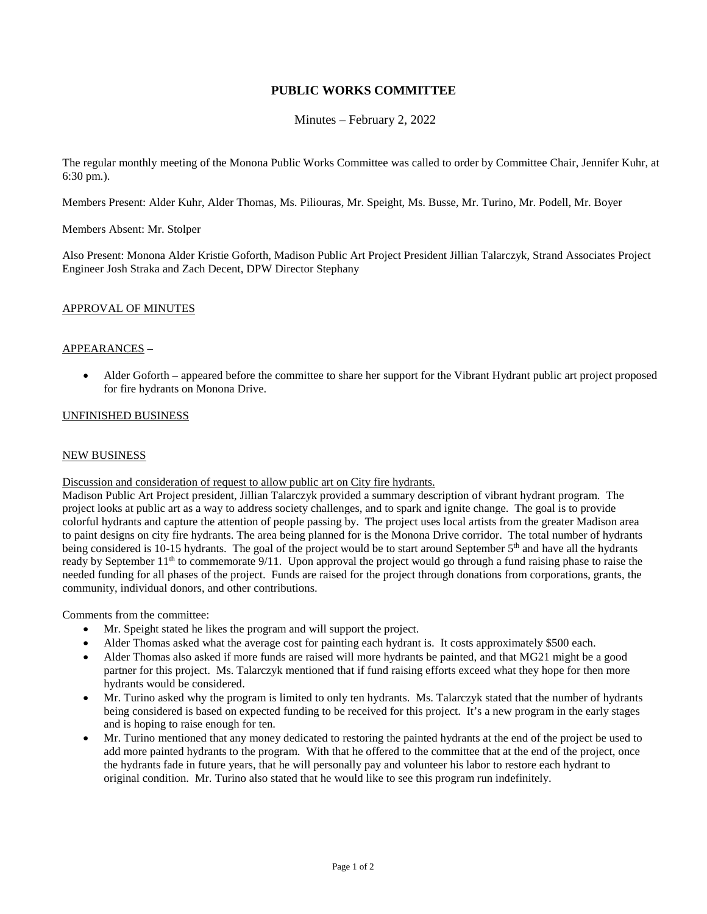# PUBLIC WORKS COMMITTEE

Minutes – February 2, 2022

The regular monthly meeting of the Monona Public Works Committee was called to order by Committee Chair, Jennifer Kuhr, at 6:30 pm.).

Members Present: Alder Kuhr, Alder Thomas, Ms. Piliouras, Mr. Speight, Ms. Busse, Mr. Turino, Mr. Podell, Mr. Boyer

Members Absent: Mr. Stolper

Also Present: Monona Alder Kristie Goforth, Madison Public Art Project President Jillian Talarczyk, Strand Associates Project Engineer Josh Straka and Zach Decent, DPW Director Stephany

<u>APPROVAL OF MINUTES</u>

<u>APPEARANCES</u> –

- Alder Goforth – appeared before the committee to share her support for the Vibrant Hydrant public art project proposed for fire hydrants on Monona Drive.

<u>UNFINISHED BUSINESS</u>

<u>NEW BUSINESS</u>

<u>Discussion and consideration of request to allow public art on City fire hydrants.</u>
Madison Public Art Project president, Jillian Talarczyk provided a summary description of vibrant hydrant program. The project looks at public art as a way to address society challenges, and to spark and ignite change. The goal is to provide colorful hydrants and capture the attention of people passing by. The project uses local artists from the greater Madison area to paint designs on city fire hydrants. The area being planned for is the Monona Drive corridor. The total number of hydrants being considered is 10-15 hydrants. The goal of the project would be to start around September 5th and have all the hydrants ready by September 11th to commemorate 9/11. Upon approval the project would go through a fund raising phase to raise the needed funding for all phases of the project. Funds are raised for the project through donations from corporations, grants, the community, individual donors, and other contributions.

Comments from the committee:

- Mr. Speight stated he likes the program and will support the project.
- Alder Thomas asked what the average cost for painting each hydrant is. It costs approximately $500 each.
- Alder Thomas also asked if more funds are raised will more hydrants be painted, and that MG21 might be a good partner for this project. Ms. Talarczyk mentioned that if fund raising efforts exceed what they hope for then more hydrants would be considered.
- Mr. Turino asked why the program is limited to only ten hydrants. Ms. Talarczyk stated that the number of hydrants being considered is based on expected funding to be received for this project. It's a new program in the early stages and is hoping to raise enough for ten.
- Mr. Turino mentioned that any money dedicated to restoring the painted hydrants at the end of the project be used to add more painted hydrants to the program. With that he offered to the committee that at the end of the project, once the hydrants fade in future years, that he will personally pay and volunteer his labor to restore each hydrant to original condition. Mr. Turino also stated that he would like to see this program run indefinitely.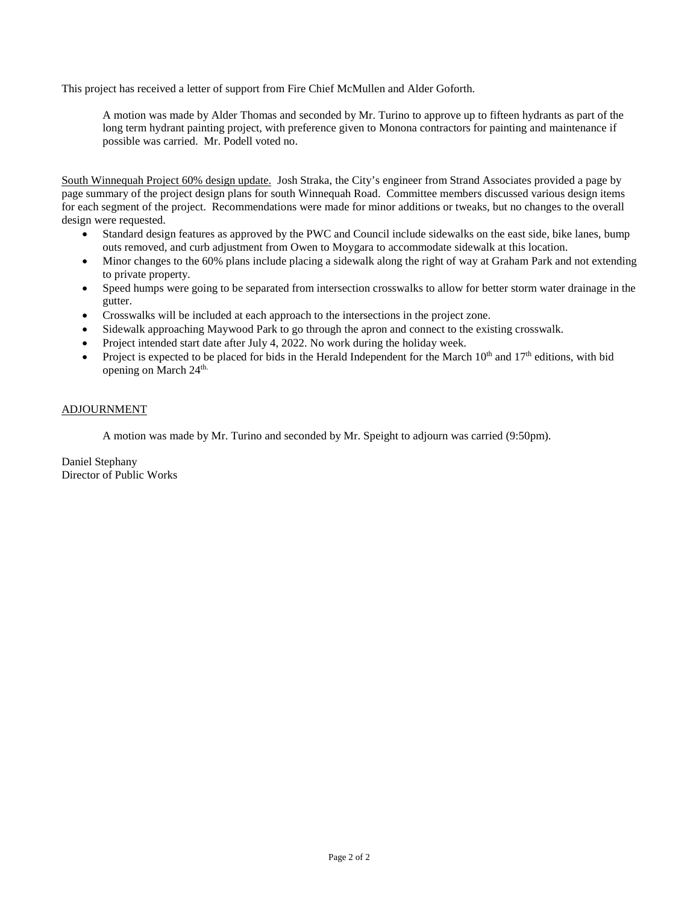This project has received a letter of support from Fire Chief McMullen and Alder Goforth.

A motion was made by Alder Thomas and seconded by Mr. Turino to approve up to fifteen hydrants as part of the long term hydrant painting project, with preference given to Monona contractors for painting and maintenance if possible was carried. Mr. Podell voted no.

South Winnequah Project 60% design update. Josh Straka, the City's engineer from Strand Associates provided a page by page summary of the project design plans for south Winnequah Road. Committee members discussed various design items for each segment of the project. Recommendations were made for minor additions or tweaks, but no changes to the overall design were requested.

- Standard design features as approved by the PWC and Council include sidewalks on the east side, bike lanes, bump outs removed, and curb adjustment from Owen to Moygara to accommodate sidewalk at this location.
- Minor changes to the 60% plans include placing a sidewalk along the right of way at Graham Park and not extending to private property.
- Speed humps were going to be separated from intersection crosswalks to allow for better storm water drainage in the gutter.
- Crosswalks will be included at each approach to the intersections in the project zone.
- Sidewalk approaching Maywood Park to go through the apron and connect to the existing crosswalk.
- Project intended start date after July 4, 2022. No work during the holiday week.
- Project is expected to be placed for bids in the Herald Independent for the March 10th and 17th editions, with bid opening on March 24th.

ADJOURNMENT

A motion was made by Mr. Turino and seconded by Mr. Speight to adjourn was carried (9:50pm).

Daniel Stephany
Director of Public Works